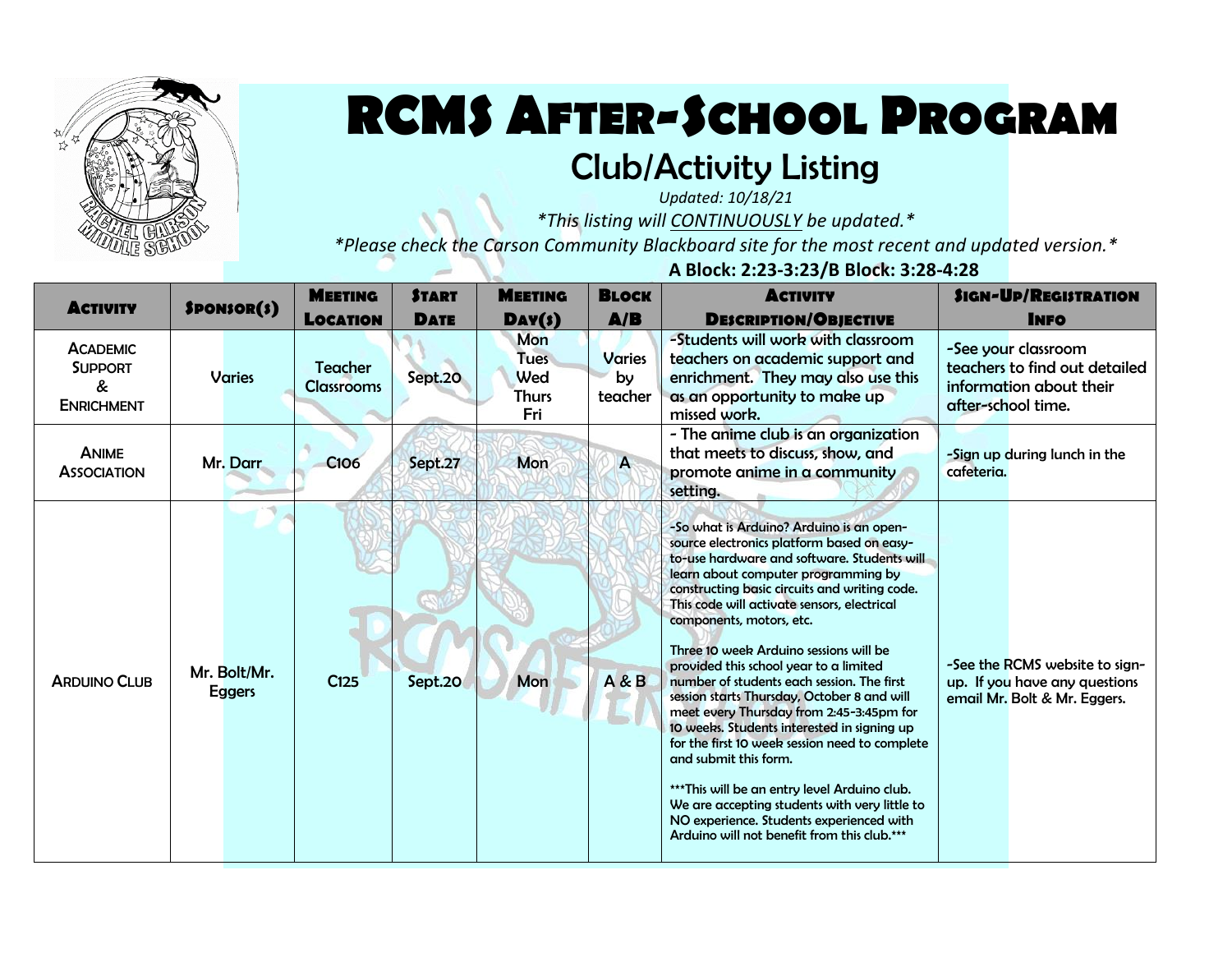# RCMS After-School Program

## Club/Activity Listing

*Updated: 10/18/21*

*\*This listing will CONTINUOUSLY be updated.\**

*\*Please check the Carson Community Blackboard site for the most recent and updated version.\**

**A Block: 2:23-3:23/B Block: 3:28-4:28**

| Activity | Sponsor(s) | Meeting Location | Start Date | Meeting Day(s) | Block A/B | Activity Description/Objective | Sign-Up/Registration Info |
|---|---|---|---|---|---|---|---|
| Academic Support & Enrichment | Varies | Teacher Classrooms | Sept.20 | Mon Tues Wed Thurs Fri | Varies by teacher | -Students will work with classroom teachers on academic support and enrichment. They may also use this as an opportunity to make up missed work. | -See your classroom teachers to find out detailed information about their after-school time. |
| Anime Association | Mr. Darr | C106 | Sept.27 | Mon | A | - The anime club is an organization that meets to discuss, show, and promote anime in a community setting. | -Sign up during lunch in the cafeteria. |
| Arduino Club | Mr. Bolt/Mr. Eggers | C125 | Sept.20 | Mon | A & B | -So what is Arduino? Arduino is an open-source electronics platform based on easy-to-use hardware and software. Students will learn about computer programming by constructing basic circuits and writing code. This code will activate sensors, electrical components, motors, etc.<br><br>Three 10 week Arduino sessions will be provided this school year to a limited number of students each session. The first session starts Thursday, October 8 and will meet every Thursday from 2:45-3:45pm for 10 weeks. Students interested in signing up for the first 10 week session need to complete and submit this form.<br><br>\*\*\*This will be an entry level Arduino club. We are accepting students with very little to NO experience. Students experienced with Arduino will not benefit from this club.\*\*\* | -See the RCMS website to sign-up. If you have any questions email Mr. Bolt & Mr. Eggers. |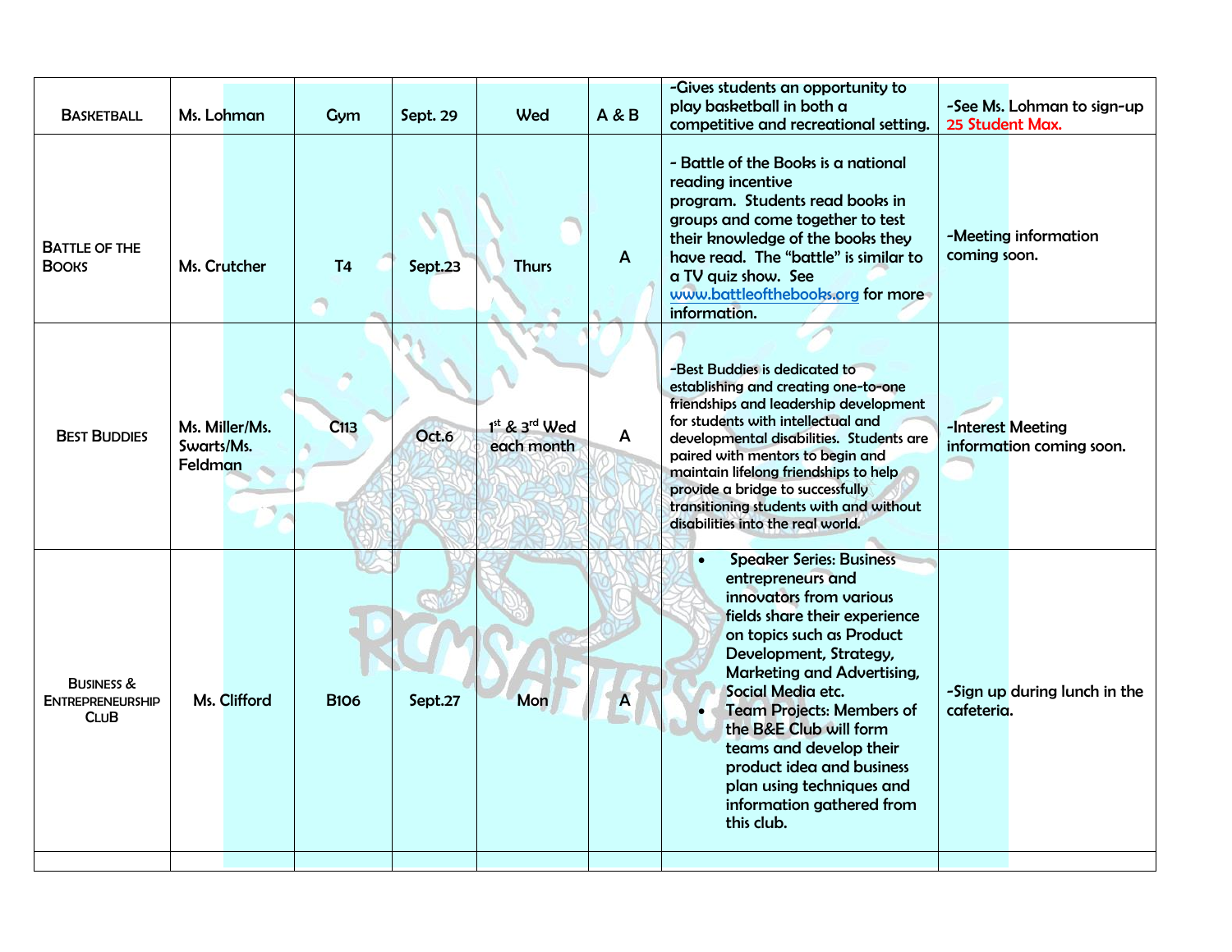| | | | | | | | |
|---|---|---|---|---|---|---|---|
| BASKETBALL | Ms. Lohman | Gym | Sept. 29 | Wed | A & B | -Gives students an opportunity to play basketball in both a competitive and recreational setting. | -See Ms. Lohman to sign-up 25 Student Max. |
| BATTLE OF THE BOOKS | Ms. Crutcher | T4 | Sept.23 | Thurs | A | - Battle of the Books is a national reading incentive program. Students read books in groups and come together to test their knowledge of the books they have read. The "battle" is similar to a TV quiz show. See www.battleofthebooks.org for more information. | -Meeting information coming soon. |
| BEST BUDDIES | Ms. Miller/Ms. Swarts/Ms. Feldman | C113 | Oct.6 | 1st & 3rd Wed each month | A | -Best Buddies is dedicated to establishing and creating one-to-one friendships and leadership development for students with intellectual and developmental disabilities. Students are paired with mentors to begin and maintain lifelong friendships to help provide a bridge to successfully transitioning students with and without disabilities into the real world. | -Interest Meeting information coming soon. |
| BUSINESS & ENTREPRENEURSHIP CLUB | Ms. Clifford | B106 | Sept.27 | Mon | A | • Speaker Series: Business entrepreneurs and innovators from various fields share their experience on topics such as Product Development, Strategy, Marketing and Advertising, Social Media etc. • Team Projects: Members of the B&E Club will form teams and develop their product idea and business plan using techniques and information gathered from this club. | -Sign up during lunch in the cafeteria. |
| | | | | | | | |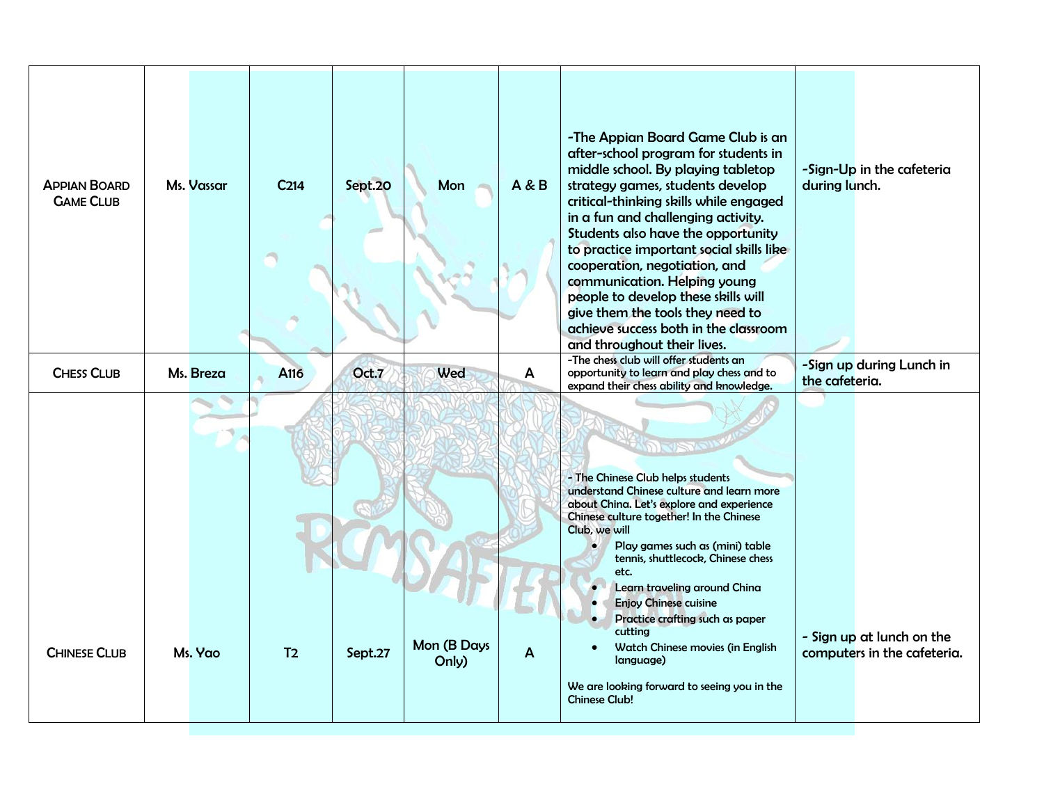| | | | | | | | |
|---|---|---|---|---|---|---|---|
| APPIAN BOARD GAME CLUB | Ms. Vassar | C214 | Sept.20 | Mon | A & B | -The Appian Board Game Club is an after-school program for students in middle school. By playing tabletop strategy games, students develop critical-thinking skills while engaged in a fun and challenging activity. Students also have the opportunity to practice important social skills like cooperation, negotiation, and communication. Helping young people to develop these skills will give them the tools they need to achieve success both in the classroom and throughout their lives. | -Sign-Up in the cafeteria during lunch. |
| CHESS CLUB | Ms. Breza | A116 | Oct.7 | Wed | A | -The chess club will offer students an opportunity to learn and play chess and to expand their chess ability and knowledge. | -Sign up during Lunch in the cafeteria. |
| CHINESE CLUB | Ms. Yao | T2 | Sept.27 | Mon (B Days Only) | A | - The Chinese Club helps students understand Chinese culture and learn more about China. Let's explore and experience Chinese culture together! In the Chinese Club, we will<br>• Play games such as (mini) table tennis, shuttlecock, Chinese chess etc.<br>• Learn traveling around China<br>• Enjoy Chinese cuisine<br>• Practice crafting such as paper cutting<br>• Watch Chinese movies (in English language)<br><br>We are looking forward to seeing you in the Chinese Club! | - Sign up at lunch on the computers in the cafeteria. |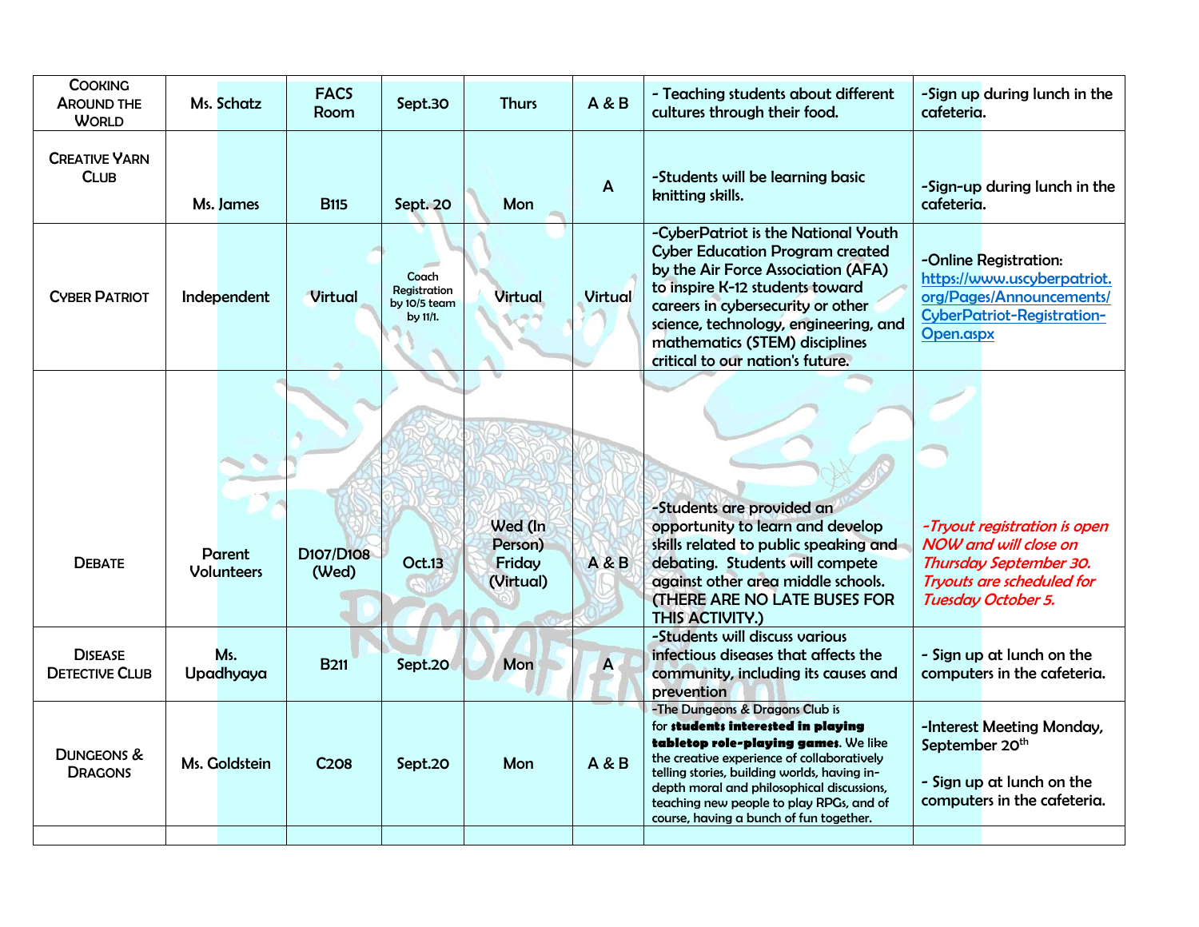| | | | | | | | |
|---|---|---|---|---|---|---|---|
| COOKING AROUND THE WORLD | Ms. Schatz | FACS Room | Sept.30 | Thurs | A & B | - Teaching students about different cultures through their food. | -Sign up during lunch in the cafeteria. |
| CREATIVE YARN CLUB | Ms. James | B115 | Sept. 20 | Mon | A | -Students will be learning basic knitting skills. | -Sign-up during lunch in the cafeteria. |
| CYBER PATRIOT | Independent | Virtual | Coach Registration by 10/5 team by 11/1. | Virtual | Virtual | -CyberPatriot is the National Youth Cyber Education Program created by the Air Force Association (AFA) to inspire K-12 students toward careers in cybersecurity or other science, technology, engineering, and mathematics (STEM) disciplines critical to our nation's future. | -Online Registration: https://www.uscyberpatriot.org/Pages/Announcements/CyberPatriot-Registration-Open.aspx |
| DEBATE | Parent Volunteers | D107/D108 (Wed) | Oct.13 | Wed (In Person) Friday (Virtual) | A & B | -Students are provided an opportunity to learn and develop skills related to public speaking and debating. Students will compete against other area middle schools. (THERE ARE NO LATE BUSES FOR THIS ACTIVITY.) | *-Tryout registration is open NOW and will close on Thursday September 30. Tryouts are scheduled for Tuesday October 5.* |
| DISEASE DETECTIVE CLUB | Ms. Upadhyaya | B211 | Sept.20 | Mon | A | -Students will discuss various infectious diseases that affects the community, including its causes and prevention | - Sign up at lunch on the computers in the cafeteria. |
| DUNGEONS & DRAGONS | Ms. Goldstein | C208 | Sept.20 | Mon | A & B | -The Dungeons & Dragons Club is for **students interested in playing tabletop role-playing games**. We like the creative experience of collaboratively telling stories, building worlds, having in-depth moral and philosophical discussions, teaching new people to play RPGs, and of course, having a bunch of fun together. | -Interest Meeting Monday, September 20th<br><br>- Sign up at lunch on the computers in the cafeteria. |
| | | | | | | | |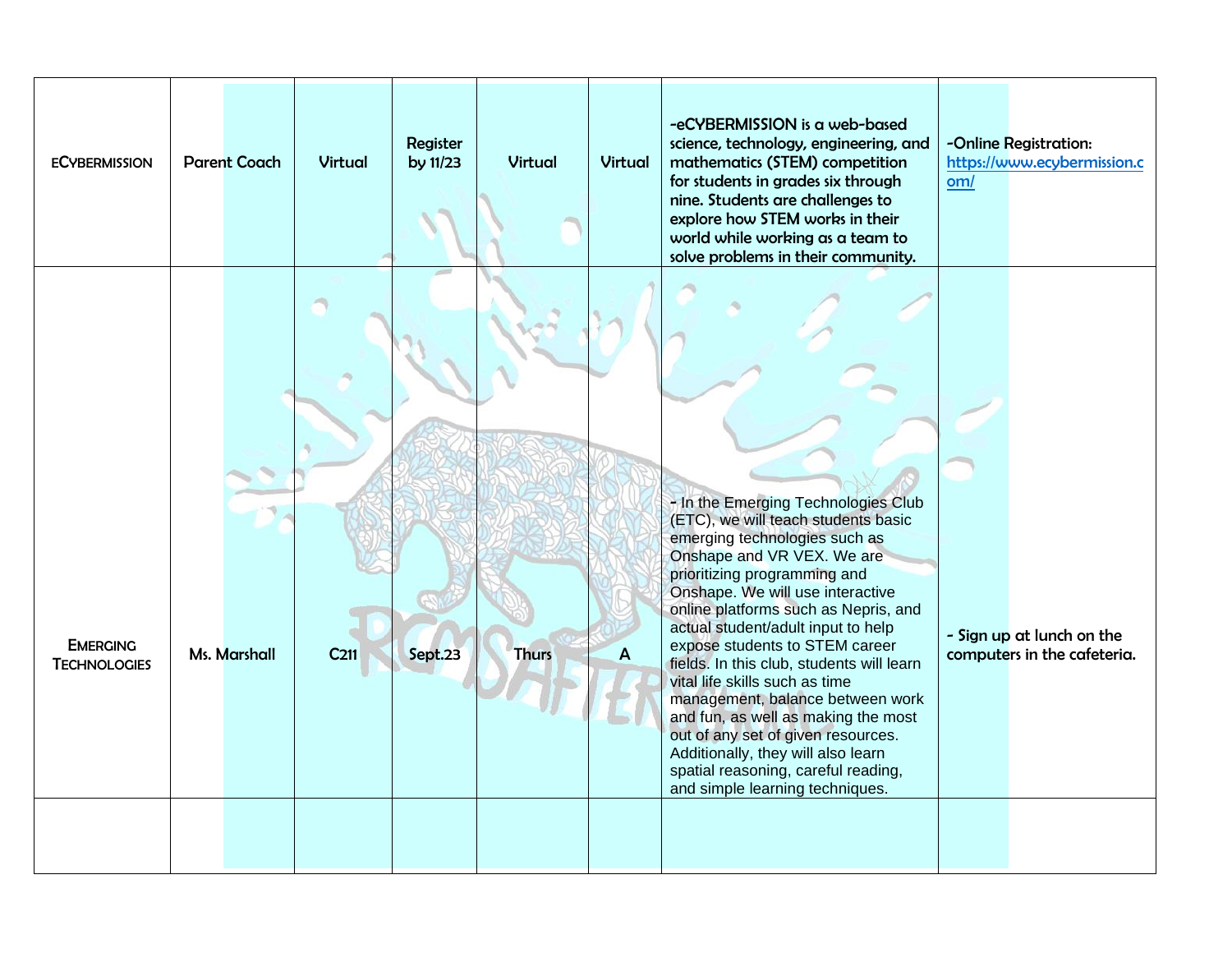| | | | | | | | |
|---|---|---|---|---|---|---|---|
| ECYBERMISSION | Parent Coach | Virtual | Register by 11/23 | Virtual | Virtual | -eCYBERMISSION is a web-based science, technology, engineering, and mathematics (STEM) competition for students in grades six through nine. Students are challenges to explore how STEM works in their world while working as a team to solve problems in their community. | -Online Registration: https://www.ecybermission.com/ |
| EMERGING TECHNOLOGIES | Ms. Marshall | C211 | Sept.23 | Thurs | A | - In the Emerging Technologies Club (ETC), we will teach students basic emerging technologies such as Onshape and VR VEX. We are prioritizing programming and Onshape. We will use interactive online platforms such as Nepris, and actual student/adult input to help expose students to STEM career fields. In this club, students will learn vital life skills such as time management, balance between work and fun, as well as making the most out of any set of given resources. Additionally, they will also learn spatial reasoning, careful reading, and simple learning techniques. | - Sign up at lunch on the computers in the cafeteria. |
| | | | | | | | |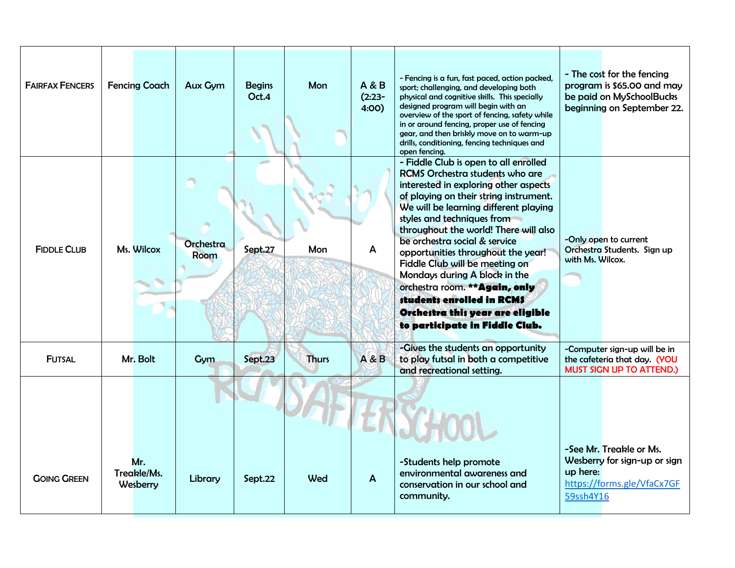| Fairfax Fencers | Fencing Coach | Aux Gym | Begins Oct.4 | Mon | A & B (2:23-4:00) | - Fencing is a fun, fast paced, action packed, sport; challenging, and developing both physical and cognitive skills. This specially designed program will begin with an overview of the sport of fencing, safety while in or around fencing, proper use of fencing gear, and then briskly move on to warm-up drills, conditioning, fencing techniques and open fencing. | - The cost for the fencing program is $65.00 and may be paid on MySchoolBucks beginning on September 22. |
|---|---|---|---|---|---|---|---|
| Fiddle Club | Ms. Wilcox | Orchestra Room | Sept.27 | Mon | A | - Fiddle Club is open to all enrolled RCMS Orchestra students who are interested in exploring other aspects of playing on their string instrument. We will be learning different playing styles and techniques from throughout the world! There will also be orchestra social & service opportunities throughout the year! Fiddle Club will be meeting on Mondays during A block in the orchestra room. ****Again, only students enrolled in RCMS Orchestra this year are eligible to participate in Fiddle Club.** | -Only open to current Orchestra Students. Sign up with Ms. Wilcox. |
| Futsal | Mr. Bolt | Gym | Sept.23 | Thurs | A & B | -Gives the students an opportunity to play futsal in both a competitive and recreational setting. | -Computer sign-up will be in the cafeteria that day. (YOU MUST SIGN UP TO ATTEND.) |
| Going Green | Mr. Treakle/Ms. Wesberry | Library | Sept.22 | Wed | A | -Students help promote environmental awareness and conservation in our school and community. | -See Mr. Treakle or Ms. Wesberry for sign-up or sign up here: https://forms.gle/VfaCx7GF59ssh4Y16 |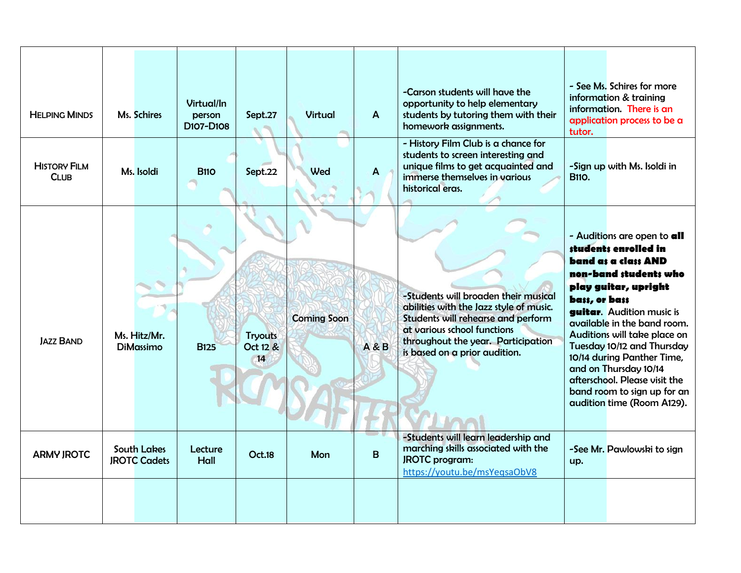| HELPING MINDS | Ms. Schires | Virtual/In person D107-D108 | Sept.27 | Virtual | A | -Carson students will have the opportunity to help elementary students by tutoring them with their homework assignments. | - See Ms. Schires for more information & training information. There is an application process to be a tutor. |
|---|---|---|---|---|---|---|---|
| HISTORY FILM CLUB | Ms. Isoldi | B110 | Sept.22 | Wed | A | - History Film Club is a chance for students to screen interesting and unique films to get acquainted and immerse themselves in various historical eras. | -Sign up with Ms. Isoldi in B110. |
| JAZZ BAND | Ms. Hitz/Mr. DiMassimo | B125 | Tryouts Oct 12 & 14 | Coming Soon | A & B | -Students will broaden their musical abilities with the Jazz style of music. Students will rehearse and perform at various school functions throughout the year. Participation is based on a prior audition. | - Auditions are open to **all students enrolled in band as a class AND non-band students who play guitar, upright bass, or bass guitar**. Audition music is available in the band room. Auditions will take place on Tuesday 10/12 and Thursday 10/14 during Panther Time, and on Thursday 10/14 afterschool. Please visit the band room to sign up for an audition time (Room A129). |
| ARMY JROTC | South Lakes JROTC Cadets | Lecture Hall | Oct.18 | Mon | B | -Students will learn leadership and marching skills associated with the JROTC program: https://youtu.be/msYeqsaObV8 | -See Mr. Pawlowski to sign up. |
| | | | | | | | |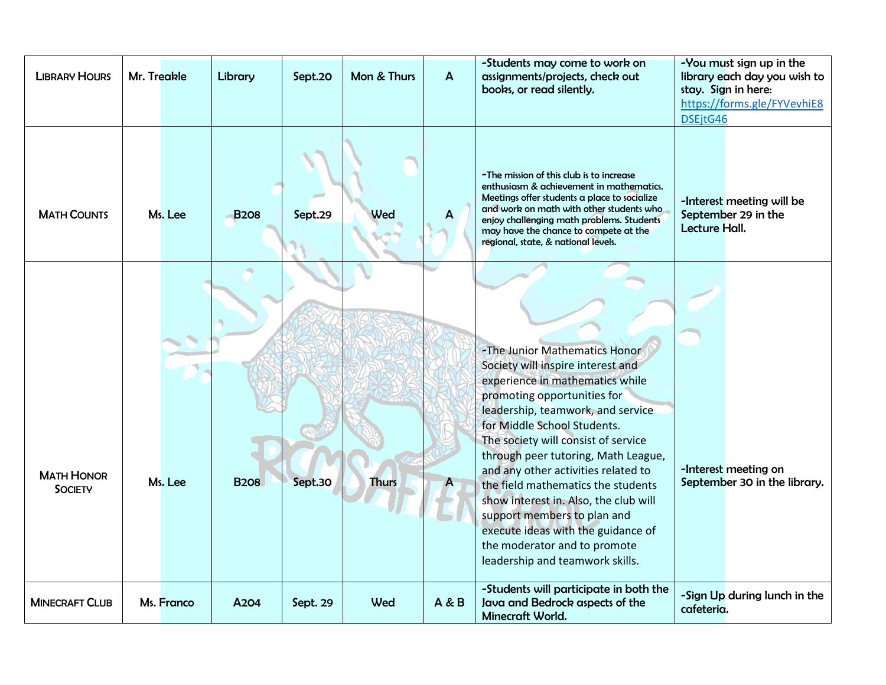| LIBRARY HOURS | Mr. Treakle | Library | Sept.20 | Mon & Thurs | A | -Students may come to work on assignments/projects, check out books, or read silently. | -You must sign up in the library each day you wish to stay. Sign in here: https://forms.gle/FYVevhiE8DSEjtG46 |
|---|---|---|---|---|---|---|---|
| MATH COUNTS | Ms. Lee | B208 | Sept.29 | Wed | A | -The mission of this club is to increase enthusiasm & achievement in mathematics. Meetings offer students a place to socialize and work on math with other students who enjoy challenging math problems. Students may have the chance to compete at the regional, state, & national levels. | -Interest meeting will be September 29 in the Lecture Hall. |
| MATH HONOR SOCIETY | Ms. Lee | B208 | Sept.30 | Thurs | A | -The Junior Mathematics Honor Society will inspire interest and experience in mathematics while promoting opportunities for leadership, teamwork, and service for Middle School Students. The society will consist of service through peer tutoring, Math League, and any other activities related to the field mathematics the students show interest in. Also, the club will support members to plan and execute ideas with the guidance of the moderator and to promote leadership and teamwork skills. | -Interest meeting on September 30 in the library. |
| MINECRAFT CLUB | Ms. Franco | A204 | Sept. 29 | Wed | A & B | -Students will participate in both the Java and Bedrock aspects of the Minecraft World. | -Sign Up during lunch in the cafeteria. |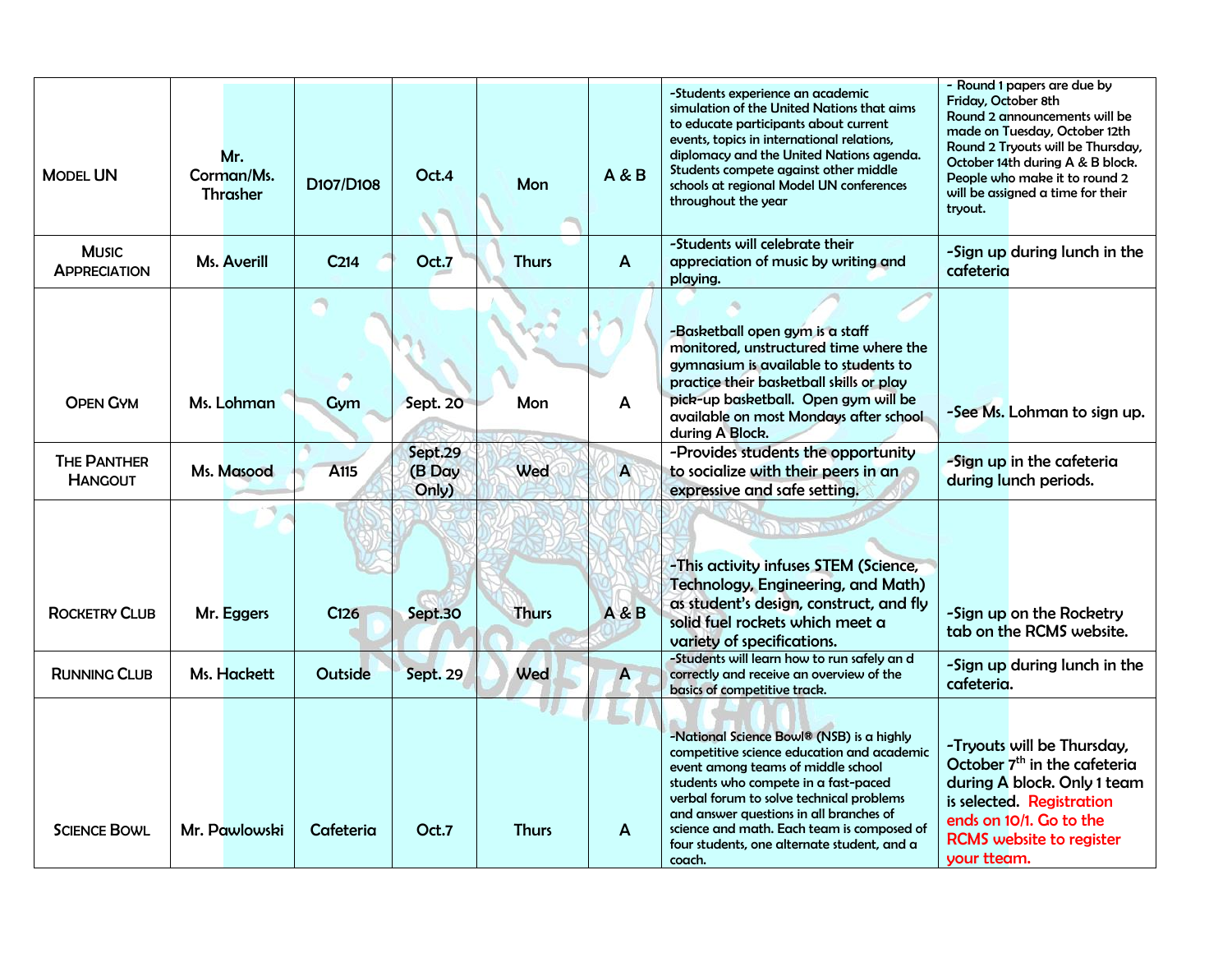| | | | | | | | |
|---|---|---|---|---|---|---|---|
| Model UN | Mr. Corman/Ms. Thrasher | D107/D108 | Oct.4 | Mon | A & B | -Students experience an academic simulation of the United Nations that aims to educate participants about current events, topics in international relations, diplomacy and the United Nations agenda. Students compete against other middle schools at regional Model UN conferences throughout the year | - Round 1 papers are due by Friday, October 8th Round 2 announcements will be made on Tuesday, October 12th Round 2 Tryouts will be Thursday, October 14th during A & B block. People who make it to round 2 will be assigned a time for their tryout. |
| Music Appreciation | Ms. Averill | C214 | Oct.7 | Thurs | A | -Students will celebrate their appreciation of music by writing and playing. | -Sign up during lunch in the cafeteria |
| Open Gym | Ms. Lohman | Gym | Sept. 20 | Mon | A | -Basketball open gym is a staff monitored, unstructured time where the gymnasium is available to students to practice their basketball skills or play pick-up basketball. Open gym will be available on most Mondays after school during A Block. | -See Ms. Lohman to sign up. |
| The Panther Hangout | Ms. Masood | A115 | Sept.29 (B Day Only) | Wed | A | -Provides students the opportunity to socialize with their peers in an expressive and safe setting. | -Sign up in the cafeteria during lunch periods. |
| Rocketry Club | Mr. Eggers | C126 | Sept.30 | Thurs | A & B | -This activity infuses STEM (Science, Technology, Engineering, and Math) as student's design, construct, and fly solid fuel rockets which meet a variety of specifications. | -Sign up on the Rocketry tab on the RCMS website. |
| Running Club | Ms. Hackett | Outside | Sept. 29 | Wed | A | -Students will learn how to run safely an d correctly and receive an overview of the basics of competitive track. | -Sign up during lunch in the cafeteria. |
| Science Bowl | Mr. Pawlowski | Cafeteria | Oct.7 | Thurs | A | -National Science Bowl® (NSB) is a highly competitive science education and academic event among teams of middle school students who compete in a fast-paced verbal forum to solve technical problems and answer questions in all branches of science and math. Each team is composed of four students, one alternate student, and a coach. | -Tryouts will be Thursday, October 7th in the cafeteria during A block. Only 1 team is selected. Registration ends on 10/1. Go to the RCMS website to register your tteam. |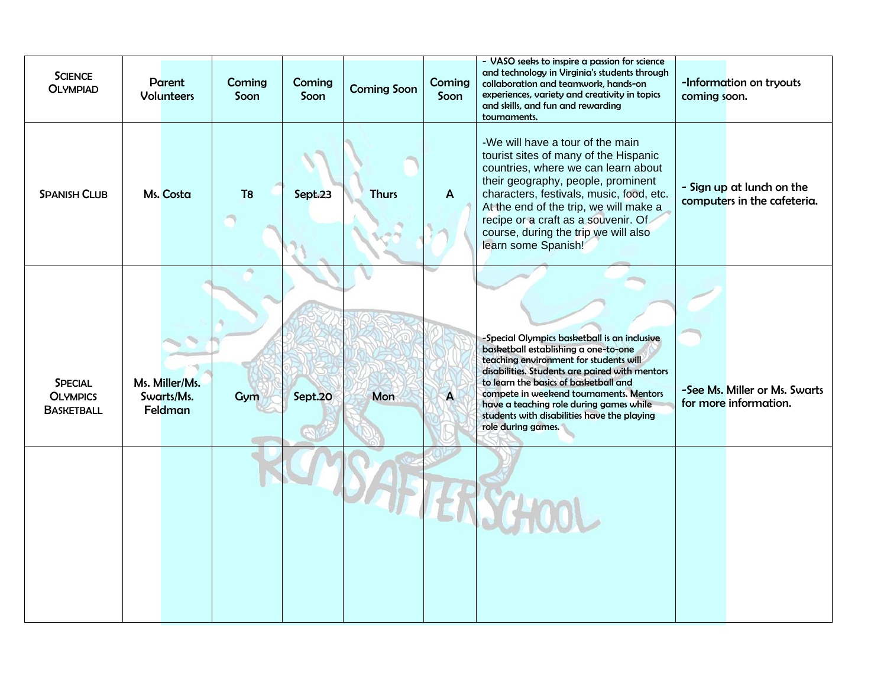| Science Olympiad | Parent Volunteers | Coming Soon | Coming Soon | Coming Soon | Coming Soon | - VASO seeks to inspire a passion for science and technology in Virginia's students through collaboration and teamwork, hands-on experiences, variety and creativity in topics and skills, and fun and rewarding tournaments. | -Information on tryouts coming soon. |
|---|---|---|---|---|---|---|---|
| Spanish Club | Ms. Costa | T8 | Sept.23 | Thurs | A | -We will have a tour of the main tourist sites of many of the Hispanic countries, where we can learn about their geography, people, prominent characters, festivals, music, food, etc. At the end of the trip, we will make a recipe or a craft as a souvenir. Of course, during the trip we will also learn some Spanish! | - Sign up at lunch on the computers in the cafeteria. |
| Special Olympics Basketball | Ms. Miller/Ms. Swarts/Ms. Feldman | Gym | Sept.20 | Mon | A | -Special Olympics basketball is an inclusive basketball establishing a one-to-one teaching environment for students will disabilities. Students are paired with mentors to learn the basics of basketball and compete in weekend tournaments. Mentors have a teaching role during games while students with disabilities have the playing role during games. | -See Ms. Miller or Ms. Swarts for more information. |
| | | | | | | | |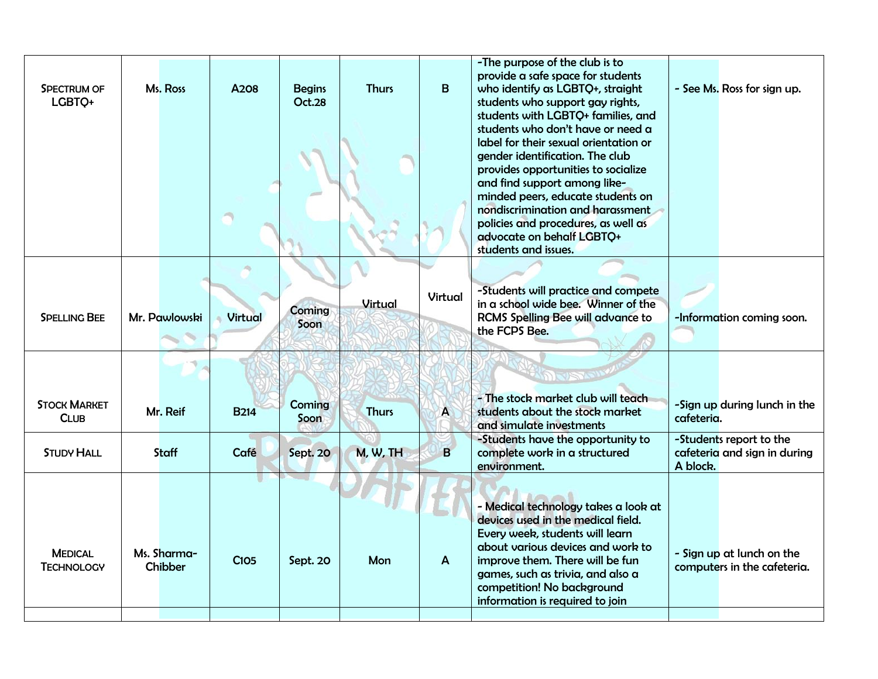| Spectrum of LGBTQ+ | Ms. Ross | A208 | Begins Oct.28 | Thurs | B | -The purpose of the club is to provide a safe space for students who identify as LGBTQ+, straight students who support gay rights, students with LGBTQ+ families, and students who don't have or need a label for their sexual orientation or gender identification. The club provides opportunities to socialize and find support among like-minded peers, educate students on nondiscrimination and harassment policies and procedures, as well as advocate on behalf LGBTQ+ students and issues. | - See Ms. Ross for sign up. |
|---|---|---|---|---|---|---|---|
| Spelling Bee | Mr. Pawlowski | Virtual | Coming Soon | Virtual | Virtual | -Students will practice and compete in a school wide bee. Winner of the RCMS Spelling Bee will advance to the FCPS Bee. | -Information coming soon. |
| Stock Market Club | Mr. Reif | B214 | Coming Soon | Thurs | A | - The stock market club will teach students about the stock market and simulate investments | -Sign up during lunch in the cafeteria. |
| Study Hall | Staff | Café | Sept. 20 | M, W, TH | B | -Students have the opportunity to complete work in a structured environment. | -Students report to the cafeteria and sign in during A block. |
| Medical Technology | Ms. Sharma-Chibber | C105 | Sept. 20 | Mon | A | - Medical technology takes a look at devices used in the medical field. Every week, students will learn about various devices and work to improve them. There will be fun games, such as trivia, and also a competition! No background information is required to join | - Sign up at lunch on the computers in the cafeteria. |
| | | | | | | | |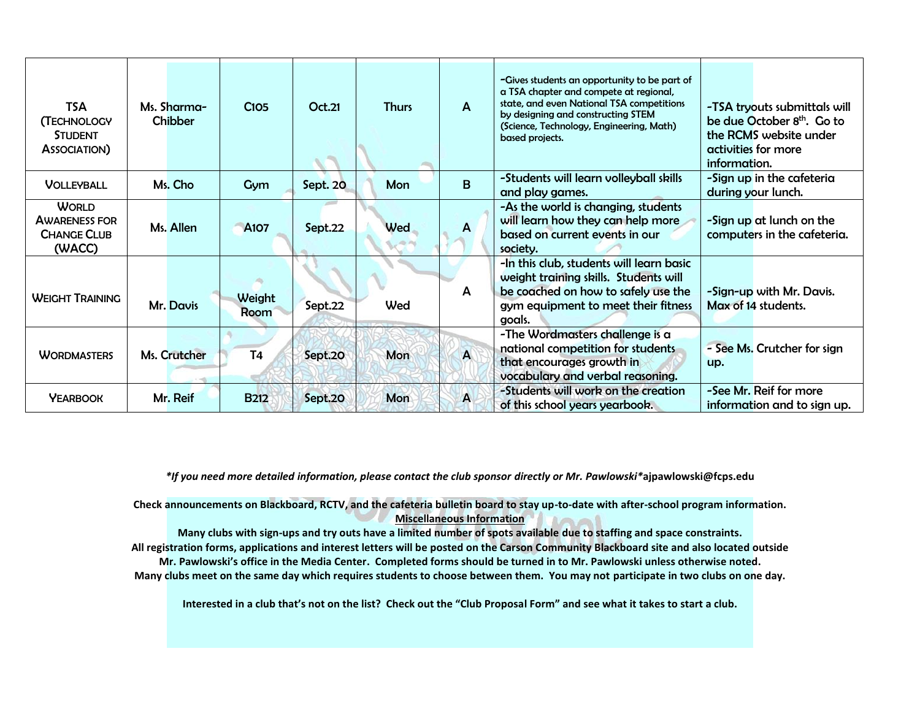| | | | | | | | |
|---|---|---|---|---|---|---|---|
| TSA (Technology Student Association) | Ms. Sharma-Chibber | C105 | Oct.21 | Thurs | A | -Gives students an opportunity to be part of a TSA chapter and compete at regional, state, and even National TSA competitions by designing and constructing STEM (Science, Technology, Engineering, Math) based projects. | -TSA tryouts submittals will be due October 8th. Go to the RCMS website under activities for more information. |
| Volleyball | Ms. Cho | Gym | Sept. 20 | Mon | B | -Students will learn volleyball skills and play games. | -Sign up in the cafeteria during your lunch. |
| World Awareness for Change Club (WACC) | Ms. Allen | A107 | Sept.22 | Wed | A | -As the world is changing, students will learn how they can help more based on current events in our society. | -Sign up at lunch on the computers in the cafeteria. |
| Weight Training | Mr. Davis | Weight Room | Sept.22 | Wed | A | -In this club, students will learn basic weight training skills. Students will be coached on how to safely use the gym equipment to meet their fitness goals. | -Sign-up with Mr. Davis. Max of 14 students. |
| Wordmasters | Ms. Crutcher | T4 | Sept.20 | Mon | A | -The Wordmasters challenge is a national competition for students that encourages growth in vocabulary and verbal reasoning. | - See Ms. Crutcher for sign up. |
| Yearbook | Mr. Reif | B212 | Sept.20 | Mon | A | -Students will work on the creation of this school years yearbook. | -See Mr. Reif for more information and to sign up. |

*\*If you need more detailed information, please contact the club sponsor directly or Mr. Pawlowski\**ajpawlowski@fcps.edu

**Check announcements on Blackboard, RCTV, and the cafeteria bulletin board to stay up-to-date with after-school program information.**

**Miscellaneous Information**

**Many clubs with sign-ups and try outs have a limited number of spots available due to staffing and space constraints.**
**All registration forms, applications and interest letters will be posted on the Carson Community Blackboard site and also located outside Mr. Pawlowski's office in the Media Center. Completed forms should be turned in to Mr. Pawlowski unless otherwise noted.**
**Many clubs meet on the same day which requires students to choose between them. You may not participate in two clubs on one day.**

**Interested in a club that's not on the list? Check out the "Club Proposal Form" and see what it takes to start a club.**